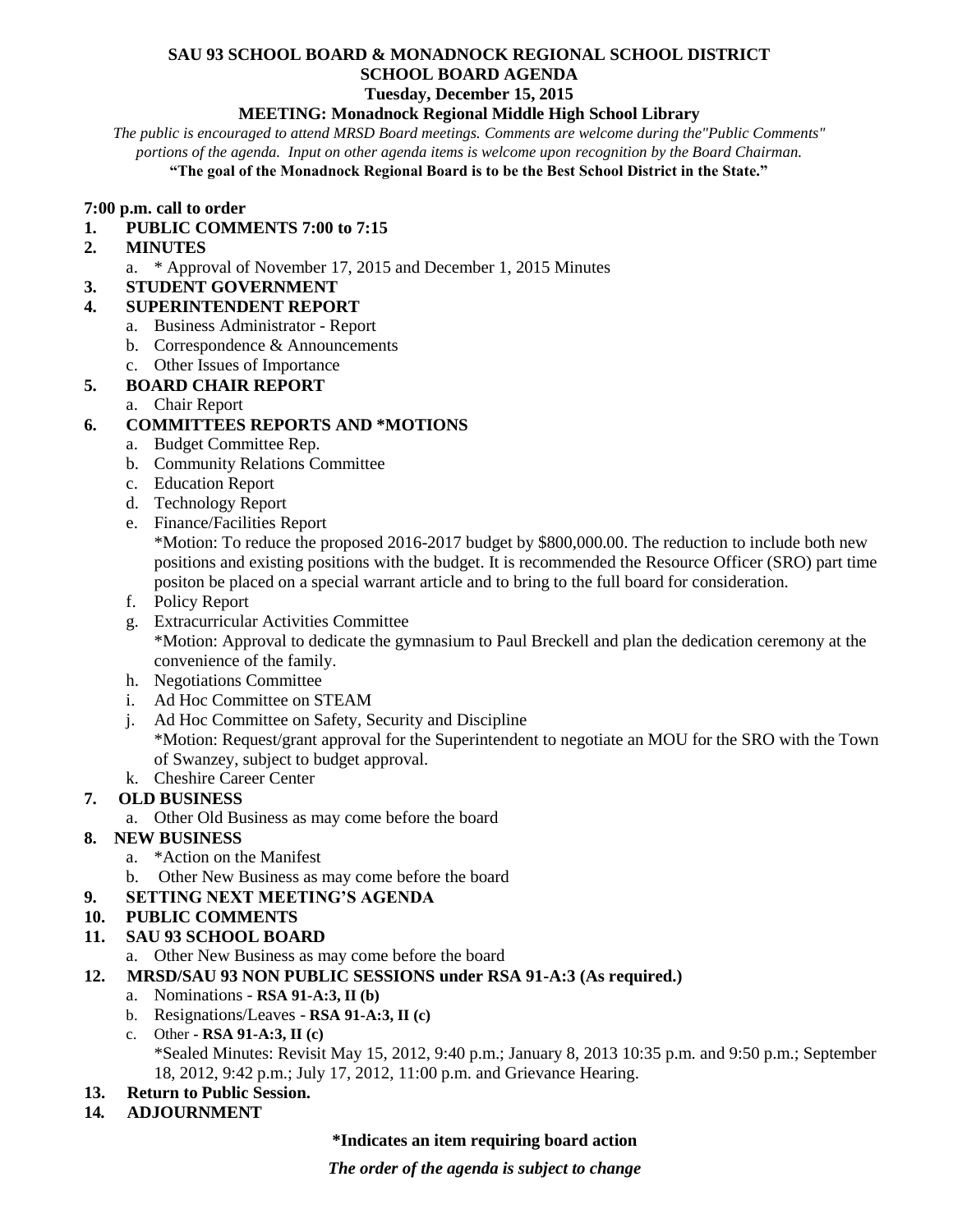# SAU 93 SCHOOL BOARD & MONADNOCK REGIONAL SCHOOL DISTRICT
## SCHOOL BOARD AGENDA
### Tuesday, December 15, 2015
### MEETING: Monadnock Regional Middle High School Library

*The public is encouraged to attend MRSD Board meetings. Comments are welcome during the"Public Comments" portions of the agenda. Input on other agenda items is welcome upon recognition by the Board Chairman.*

**"The goal of the Monadnock Regional Board is to be the Best School District in the State."**

**7:00 p.m. call to order**

1. **PUBLIC COMMENTS 7:00 to 7:15**
2. **MINUTES**
   a. * Approval of November 17, 2015 and December 1, 2015 Minutes
3. **STUDENT GOVERNMENT**
4. **SUPERINTENDENT REPORT**
   a. Business Administrator - Report
   b. Correspondence & Announcements
   c. Other Issues of Importance
5. **BOARD CHAIR REPORT**
   a. Chair Report
6. **COMMITTEES REPORTS AND *MOTIONS**
   a. Budget Committee Rep.
   b. Community Relations Committee
   c. Education Report
   d. Technology Report
   e. Finance/Facilities Report
      *Motion: To reduce the proposed 2016-2017 budget by $800,000.00. The reduction to include both new positions and existing positions with the budget. It is recommended the Resource Officer (SRO) part time positon be placed on a special warrant article and to bring to the full board for consideration.
   f. Policy Report
   g. Extracurricular Activities Committee
      *Motion: Approval to dedicate the gymnasium to Paul Breckell and plan the dedication ceremony at the convenience of the family.
   h. Negotiations Committee
   i. Ad Hoc Committee on STEAM
   j. Ad Hoc Committee on Safety, Security and Discipline
      *Motion: Request/grant approval for the Superintendent to negotiate an MOU for the SRO with the Town of Swanzey, subject to budget approval.
   k. Cheshire Career Center
7. **OLD BUSINESS**
   a. Other Old Business as may come before the board
8. **NEW BUSINESS**
   a. *Action on the Manifest
   b. Other New Business as may come before the board
9. **SETTING NEXT MEETING'S AGENDA**
10. **PUBLIC COMMENTS**
11. **SAU 93 SCHOOL BOARD**
    a. Other New Business as may come before the board
12. **MRSD/SAU 93 NON PUBLIC SESSIONS under RSA 91-A:3 (As required.)**
    a. Nominations - **RSA 91-A:3, II (b)**
    b. Resignations/Leaves - **RSA 91-A:3, II (c)**
    c. Other - **RSA 91-A:3, II (c)**
       *Sealed Minutes: Revisit May 15, 2012, 9:40 p.m.; January 8, 2013 10:35 p.m. and 9:50 p.m.; September 18, 2012, 9:42 p.m.; July 17, 2012, 11:00 p.m. and Grievance Hearing.
13. **Return to Public Session.**
14. **ADJOURNMENT**

**\*Indicates an item requiring board action**

***The order of the agenda is subject to change***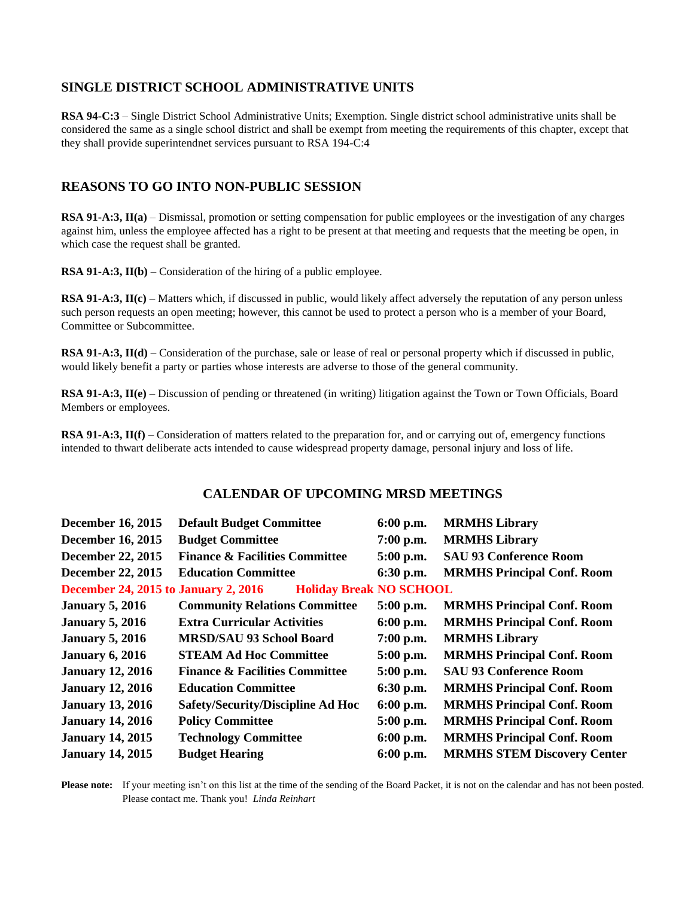## SINGLE DISTRICT SCHOOL ADMINISTRATIVE UNITS

**RSA 94-C:3** – Single District School Administrative Units; Exemption. Single district school administrative units shall be considered the same as a single school district and shall be exempt from meeting the requirements of this chapter, except that they shall provide superintendnet services pursuant to RSA 194-C:4

## REASONS TO GO INTO NON-PUBLIC SESSION

**RSA 91-A:3, II(a)** – Dismissal, promotion or setting compensation for public employees or the investigation of any charges against him, unless the employee affected has a right to be present at that meeting and requests that the meeting be open, in which case the request shall be granted.

**RSA 91-A:3, II(b)** – Consideration of the hiring of a public employee.

**RSA 91-A:3, II(c)** – Matters which, if discussed in public, would likely affect adversely the reputation of any person unless such person requests an open meeting; however, this cannot be used to protect a person who is a member of your Board, Committee or Subcommittee.

**RSA 91-A:3, II(d)** – Consideration of the purchase, sale or lease of real or personal property which if discussed in public, would likely benefit a party or parties whose interests are adverse to those of the general community.

**RSA 91-A:3, II(e)** – Discussion of pending or threatened (in writing) litigation against the Town or Town Officials, Board Members or employees.

**RSA 91-A:3, II(f)** – Consideration of matters related to the preparation for, and or carrying out of, emergency functions intended to thwart deliberate acts intended to cause widespread property damage, personal injury and loss of life.

## CALENDAR OF UPCOMING MRSD MEETINGS

| | | | |
|---|---|---|---|
| **December 16, 2015** | **Default Budget Committee** | **6:00 p.m.** | **MRMHS Library** |
| **December 16, 2015** | **Budget Committee** | **7:00 p.m.** | **MRMHS Library** |
| **December 22, 2015** | **Finance & Facilities Committee** | **5:00 p.m.** | **SAU 93 Conference Room** |
| **December 22, 2015** | **Education Committee** | **6:30 p.m.** | **MRMHS Principal Conf. Room** |
| **December 24, 2015 to January 2, 2016** | **Holiday Break NO SCHOOL** | | |
| **January 5, 2016** | **Community Relations Committee** | **5:00 p.m.** | **MRMHS Principal Conf. Room** |
| **January 5, 2016** | **Extra Curricular Activities** | **6:00 p.m.** | **MRMHS Principal Conf. Room** |
| **January 5, 2016** | **MRSD/SAU 93 School Board** | **7:00 p.m.** | **MRMHS Library** |
| **January 6, 2016** | **STEAM Ad Hoc Committee** | **5:00 p.m.** | **MRMHS Principal Conf. Room** |
| **January 12, 2016** | **Finance & Facilities Committee** | **5:00 p.m.** | **SAU 93 Conference Room** |
| **January 12, 2016** | **Education Committee** | **6:30 p.m.** | **MRMHS Principal Conf. Room** |
| **January 13, 2016** | **Safety/Security/Discipline Ad Hoc** | **6:00 p.m.** | **MRMHS Principal Conf. Room** |
| **January 14, 2016** | **Policy Committee** | **5:00 p.m.** | **MRMHS Principal Conf. Room** |
| **January 14, 2015** | **Technology Committee** | **6:00 p.m.** | **MRMHS Principal Conf. Room** |
| **January 14, 2015** | **Budget Hearing** | **6:00 p.m.** | **MRMHS STEM Discovery Center** |

**Please note:** If your meeting isn't on this list at the time of the sending of the Board Packet, it is not on the calendar and has not been posted. Please contact me. Thank you! *Linda Reinhart*